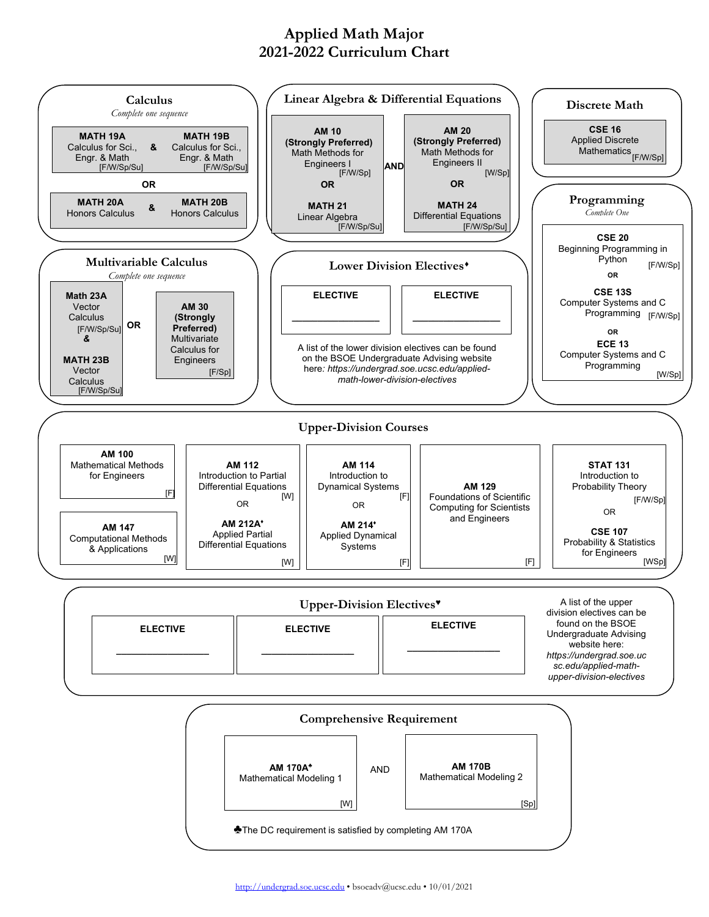# Applied Math Major
# 2021-2022 Curriculum Chart

## Calculus

*Complete one sequence*

**MATH 19A** Calculus for Sci., Engr. & Math [F/W/Sp/Su] **&** **MATH 19B** Calculus for Sci., Engr. & Math [F/W/Sp/Su]

**OR**

**MATH 20A** Honors Calculus **&** **MATH 20B** Honors Calculus

## Linear Algebra & Differential Equations

**AM 10 (Strongly Preferred)** Math Methods for Engineers I [F/W/Sp]
**OR**
**MATH 21** Linear Algebra [F/W/Sp/Su]

**AND**

**AM 20 (Strongly Preferred)** Math Methods for Engineers II [W/Sp]
**OR**
**MATH 24** Differential Equations [F/W/Sp/Su]

## Discrete Math

**CSE 16** Applied Discrete Mathematics [F/W/Sp]

## Programming

*Complete One*

**CSE 20** Beginning Programming in Python [F/W/Sp]
**OR**
**CSE 13S** Computer Systems and C Programming [F/W/Sp]
**OR**
**ECE 13** Computer Systems and C Programming [W/Sp]

## Multivariable Calculus

*Complete one sequence*

**Math 23A** Vector Calculus [F/W/Sp/Su] **&** **MATH 23B** Vector Calculus [F/W/Sp/Su]

**OR**

**AM 30 (Strongly Preferred)** Multivariate Calculus for Engineers [F/Sp]

## Lower Division Electives♦

**ELECTIVE** ________________

**ELECTIVE** ________________

A list of the lower division electives can be found on the BSOE Undergraduate Advising website here: *https://undergrad.soe.ucsc.edu/applied-math-lower-division-electives*

## Upper-Division Courses

**AM 100** Mathematical Methods for Engineers [F]

**AM 147** Computational Methods & Applications [W]

**AM 112** Introduction to Partial Differential Equations [W]
OR
**AM 212A♦** Applied Partial Differential Equations [W]

**AM 114** Introduction to Dynamical Systems [F]
OR
**AM 214♦** Applied Dynamical Systems [F]

**AM 129** Foundations of Scientific Computing for Scientists and Engineers [F]

**STAT 131** Introduction to Probability Theory [F/W/Sp]
OR
**CSE 107** Probability & Statistics for Engineers [WSp]

## Upper-Division Electives♥

**ELECTIVE** ________________

**ELECTIVE** ________________

**ELECTIVE** ________________

A list of the upper division electives can be found on the BSOE Undergraduate Advising website here: *https://undergrad.soe.ucsc.edu/applied-math-upper-division-electives*

## Comprehensive Requirement

**AM 170A♣** Mathematical Modeling 1 [W]

AND

**AM 170B** Mathematical Modeling 2 [Sp]

♣The DC requirement is satisfied by completing AM 170A

http://undergrad.soe.ucsc.edu • bsoeadv@ucsc.edu • 10/01/2021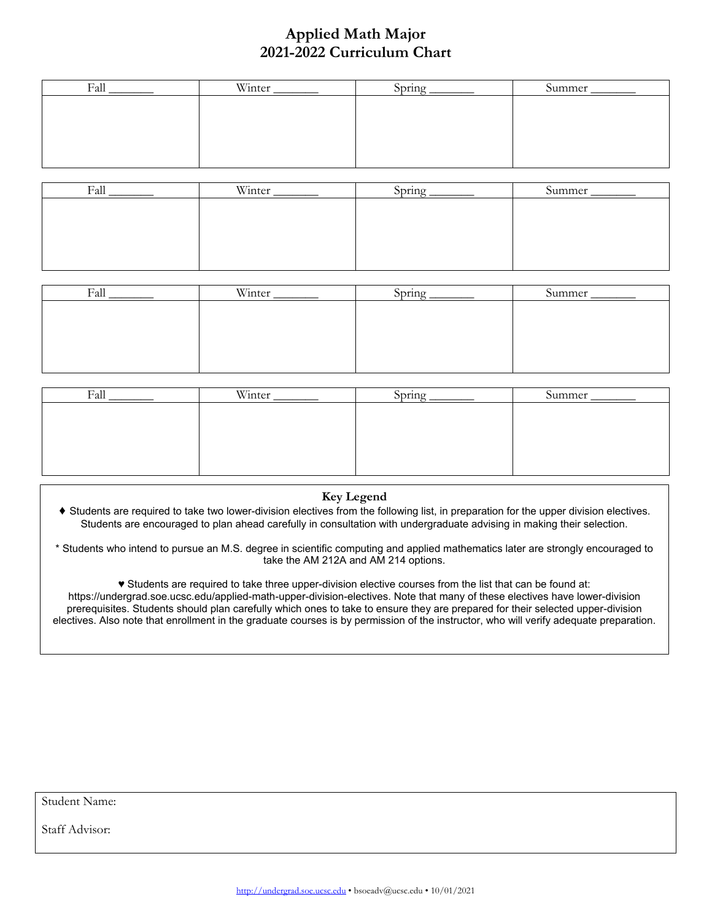# Applied Math Major
# 2021-2022 Curriculum Chart

| Fall _______ | Winter _______ | Spring _______ | Summer _______ |
|---|---|---|---|
| | | | |

| Fall _______ | Winter _______ | Spring _______ | Summer _______ |
|---|---|---|---|
| | | | |

| Fall _______ | Winter _______ | Spring _______ | Summer _______ |
|---|---|---|---|
| | | | |

| Fall _______ | Winter _______ | Spring _______ | Summer _______ |
|---|---|---|---|
| | | | |

**Key Legend**

♦ Students are required to take two lower-division electives from the following list, in preparation for the upper division electives. Students are encouraged to plan ahead carefully in consultation with undergraduate advising in making their selection.

* Students who intend to pursue an M.S. degree in scientific computing and applied mathematics later are strongly encouraged to take the AM 212A and AM 214 options.

♥ Students are required to take three upper-division elective courses from the list that can be found at: https://undergrad.soe.ucsc.edu/applied-math-upper-division-electives. Note that many of these electives have lower-division prerequisites. Students should plan carefully which ones to take to ensure they are prepared for their selected upper-division electives. Also note that enrollment in the graduate courses is by permission of the instructor, who will verify adequate preparation.

Student Name:

Staff Advisor:

http://undergrad.soe.ucsc.edu • bsoeadv@ucsc.edu • 10/01/2021